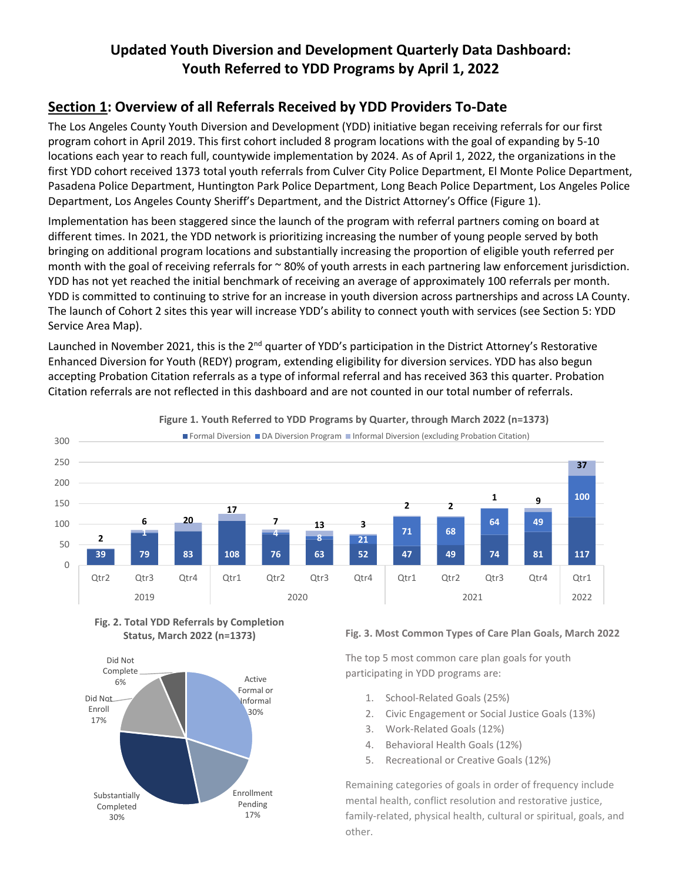# Updated Youth Diversion and Development Quarterly Data Dashboard: Youth Referred to YDD Programs by April 1, 2022

## Section 1: Overview of all Referrals Received by YDD Providers To-Date

The Los Angeles County Youth Diversion and Development (YDD) initiative began receiving referrals for our first program cohort in April 2019. This first cohort included 8 program locations with the goal of expanding by 5-10 locations each year to reach full, countywide implementation by 2024. As of April 1, 2022, the organizations in the first YDD cohort received 1373 total youth referrals from Culver City Police Department, El Monte Police Department, Pasadena Police Department, Huntington Park Police Department, Long Beach Police Department, Los Angeles Police Department, Los Angeles County Sheriff's Department, and the District Attorney's Office (Figure 1).

Implementation has been staggered since the launch of the program with referral partners coming on board at different times. In 2021, the YDD network is prioritizing increasing the number of young people served by both bringing on additional program locations and substantially increasing the proportion of eligible youth referred per month with the goal of receiving referrals for ~ 80% of youth arrests in each partnering law enforcement jurisdiction. YDD has not yet reached the initial benchmark of receiving an average of approximately 100 referrals per month. YDD is committed to continuing to strive for an increase in youth diversion across partnerships and across LA County. The launch of Cohort 2 sites this year will increase YDD's ability to connect youth with services (see Section 5: YDD Service Area Map).

Launched in November 2021, this is the 2nd quarter of YDD's participation in the District Attorney's Restorative Enhanced Diversion for Youth (REDY) program, extending eligibility for diversion services. YDD has also begun accepting Probation Citation referrals as a type of informal referral and has received 363 this quarter. Probation Citation referrals are not reflected in this dashboard and are not counted in our total number of referrals.

**Figure 1. Youth Referred to YDD Programs by Quarter, through March 2022 (n=1373)**

| Year | Quarter | Formal Diversion | DA Diversion Program | Informal Diversion (excluding Probation Citation) |
|---|---|---|---|---|
| 2019 | Qtr2 | 39 | | 2 |
| 2019 | Qtr3 | 79 | 1 | 6 |
| 2019 | Qtr4 | 83 | | 20 |
| 2020 | Qtr1 | 108 | | 17 |
| 2020 | Qtr2 | 76 | 4 | 7 |
| 2020 | Qtr3 | 63 | 8 | 13 |
| 2020 | Qtr4 | 52 | 21 | 3 |
| 2021 | Qtr1 | 47 | 71 | 2 |
| 2021 | Qtr2 | 49 | 68 | 2 |
| 2021 | Qtr3 | 74 | 64 | 1 |
| 2021 | Qtr4 | 81 | 49 | 9 |
| 2022 | Qtr1 | 117 | 100 | 37 |

**Fig. 2. Total YDD Referrals by Completion Status, March 2022 (n=1373)**

| Status | Percent |
|---|---|
| Active Formal or Informal | 30% |
| Enrollment Pending | 17% |
| Substantially Completed | 30% |
| Did Not Enroll | 17% |
| Did Not Complete | 6% |

**Fig. 3. Most Common Types of Care Plan Goals, March 2022**

The top 5 most common care plan goals for youth participating in YDD programs are:

1. School-Related Goals (25%)
2. Civic Engagement or Social Justice Goals (13%)
3. Work-Related Goals (12%)
4. Behavioral Health Goals (12%)
5. Recreational or Creative Goals (12%)

Remaining categories of goals in order of frequency include mental health, conflict resolution and restorative justice, family-related, physical health, cultural or spiritual, goals, and other.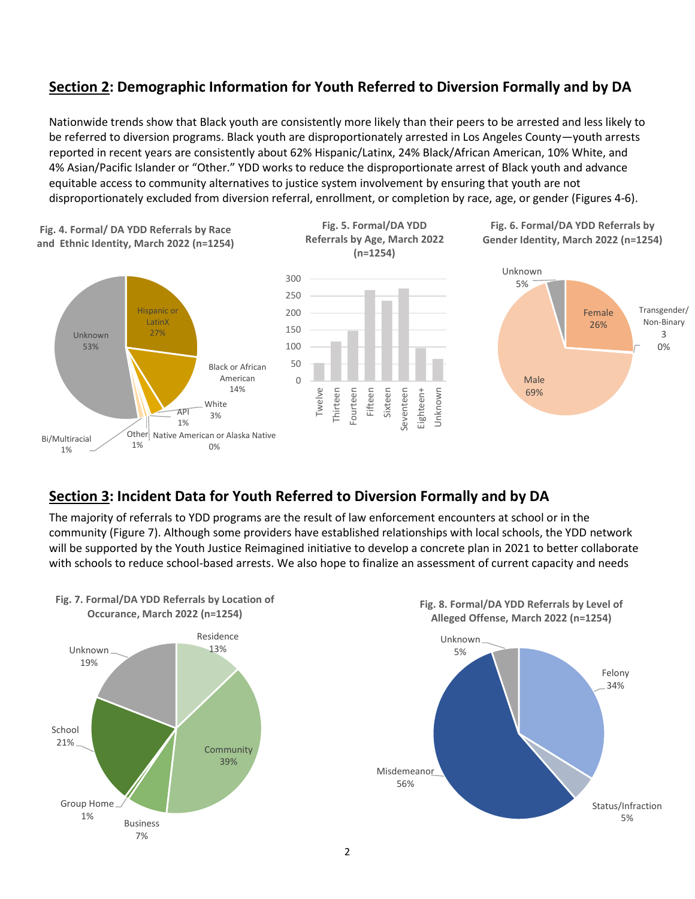## Section 2: Demographic Information for Youth Referred to Diversion Formally and by DA

Nationwide trends show that Black youth are consistently more likely than their peers to be arrested and less likely to be referred to diversion programs. Black youth are disproportionately arrested in Los Angeles County—youth arrests reported in recent years are consistently about 62% Hispanic/Latinx, 24% Black/African American, 10% White, and 4% Asian/Pacific Islander or "Other." YDD works to reduce the disproportionate arrest of Black youth and advance equitable access to community alternatives to justice system involvement by ensuring that youth are not disproportionately excluded from diversion referral, enrollment, or completion by race, age, or gender (Figures 4-6).

**Fig. 4. Formal/ DA YDD Referrals by Race and Ethnic Identity, March 2022 (n=1254)**

| Race/Ethnic Identity | Percent |
| --- | --- |
| Unknown | 53% |
| Hispanic or LatinX | 27% |
| Black or African American | 14% |
| White | 3% |
| API | 1% |
| Other | 1% |
| Native American or Alaska Native | 0% |
| Bi/Multiracial | 1% |

**Fig. 5. Formal/DA YDD Referrals by Age, March 2022 (n=1254)**

Bar chart (y-axis 0–300) with categories: Twelve, Thirteen, Fourteen, Fifteen, Sixteen, Seventeen, Eighteen+, Unknown.

**Fig. 6. Formal/DA YDD Referrals by Gender Identity, March 2022 (n=1254)**

| Gender Identity | Percent |
| --- | --- |
| Male | 69% |
| Female | 26% |
| Unknown | 5% |
| Transgender/ Non-Binary (3) | 0% |

## Section 3: Incident Data for Youth Referred to Diversion Formally and by DA

The majority of referrals to YDD programs are the result of law enforcement encounters at school or in the community (Figure 7). Although some providers have established relationships with local schools, the YDD network will be supported by the Youth Justice Reimagined initiative to develop a concrete plan in 2021 to better collaborate with schools to reduce school-based arrests. We also hope to finalize an assessment of current capacity and needs

**Fig. 7. Formal/DA YDD Referrals by Location of Occurance, March 2022 (n=1254)**

| Location | Percent |
| --- | --- |
| Residence | 13% |
| Community | 39% |
| Business | 7% |
| Group Home | 1% |
| School | 21% |
| Unknown | 19% |

**Fig. 8. Formal/DA YDD Referrals by Level of Alleged Offense, March 2022 (n=1254)**

| Level of Offense | Percent |
| --- | --- |
| Felony | 34% |
| Status/Infraction | 5% |
| Misdemeanor | 56% |
| Unknown | 5% |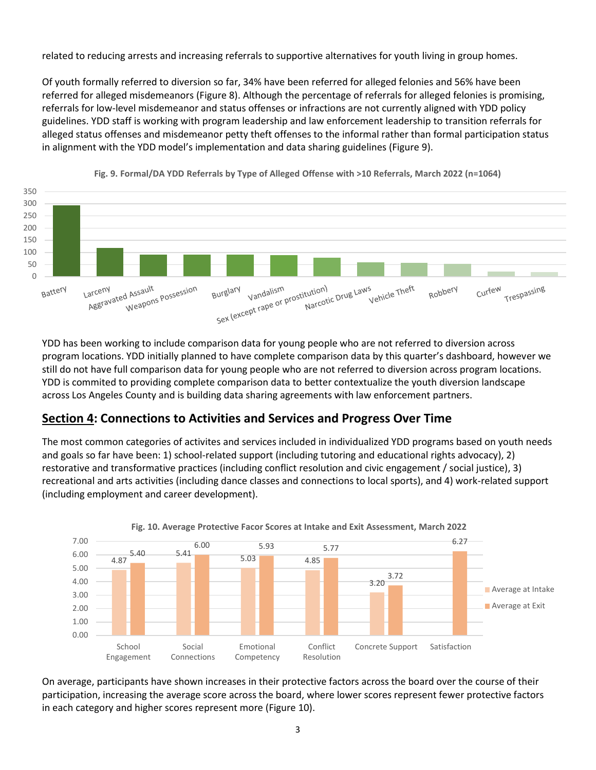related to reducing arrests and increasing referrals to supportive alternatives for youth living in group homes.

Of youth formally referred to diversion so far, 34% have been referred for alleged felonies and 56% have been referred for alleged misdemeanors (Figure 8). Although the percentage of referrals for alleged felonies is promising, referrals for low-level misdemeanor and status offenses or infractions are not currently aligned with YDD policy guidelines. YDD staff is working with program leadership and law enforcement leadership to transition referrals for alleged status offenses and misdemeanor petty theft offenses to the informal rather than formal participation status in alignment with the YDD model's implementation and data sharing guidelines (Figure 9).

**Fig. 9. Formal/DA YDD Referrals by Type of Alleged Offense with >10 Referrals, March 2022 (n=1064)**

YDD has been working to include comparison data for young people who are not referred to diversion across program locations. YDD initially planned to have complete comparison data by this quarter's dashboard, however we still do not have full comparison data for young people who are not referred to diversion across program locations. YDD is commited to providing complete comparison data to better contextualize the youth diversion landscape across Los Angeles County and is building data sharing agreements with law enforcement partners.

## **Section 4**: Connections to Activities and Services and Progress Over Time

The most common categories of activites and services included in individualized YDD programs based on youth needs and goals so far have been: 1) school-related support (including tutoring and educational rights advocacy), 2) restorative and transformative practices (including conflict resolution and civic engagement / social justice), 3) recreational and arts activities (including dance classes and connections to local sports), and 4) work-related support (including employment and career development).

**Fig. 10. Average Protective Facor Scores at Intake and Exit Assessment, March 2022**

| | School Engagement | Social Connections | Emotional Competency | Conflict Resolution | Concrete Support | Satisfaction |
|---|---|---|---|---|---|---|
| Average at Intake | 4.87 | 5.41 | 5.03 | 4.85 | 3.20 | |
| Average at Exit | 5.40 | 6.00 | 5.93 | 5.77 | 3.72 | 6.27 |

On average, participants have shown increases in their protective factors across the board over the course of their participation, increasing the average score across the board, where lower scores represent fewer protective factors in each category and higher scores represent more (Figure 10).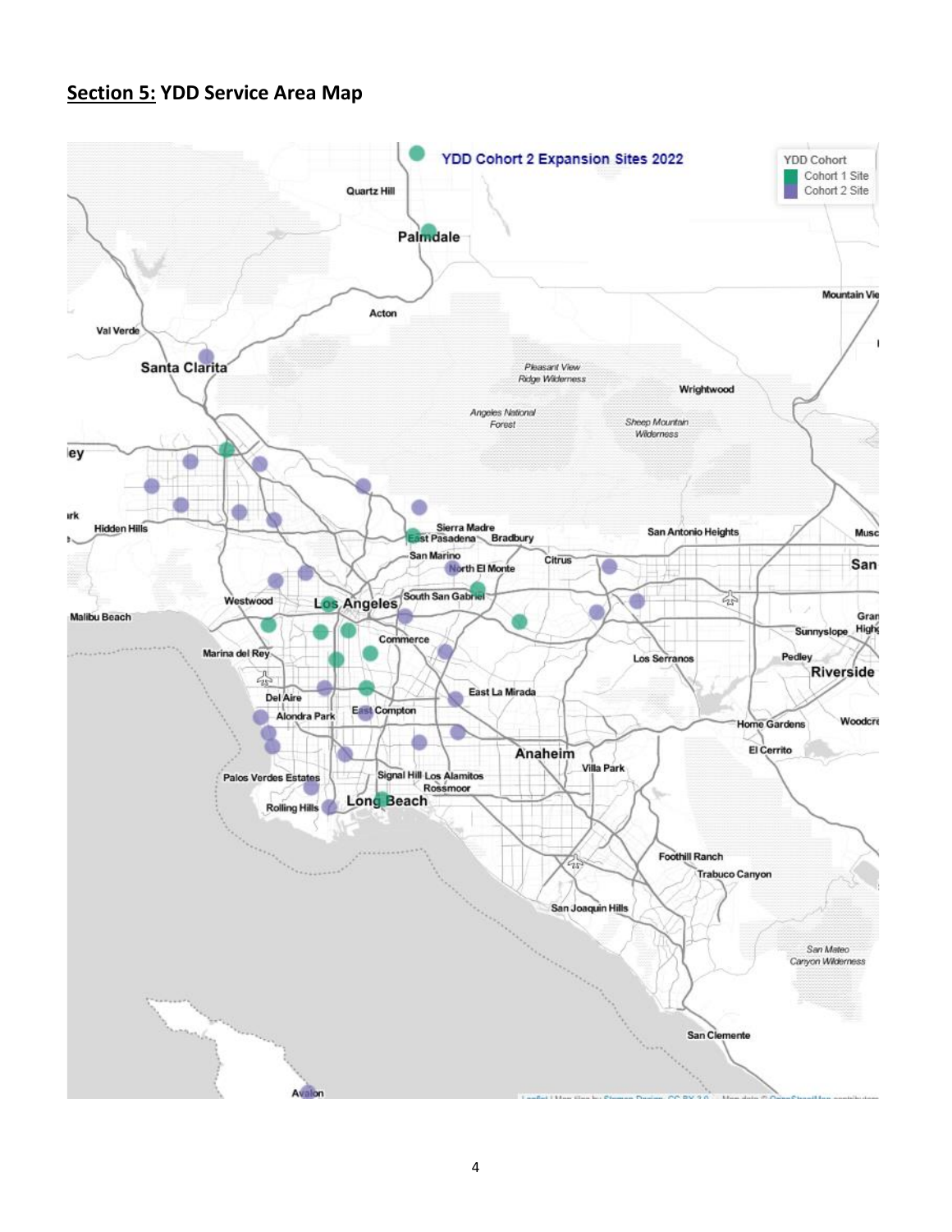## **Section 5:** YDD Service Area Map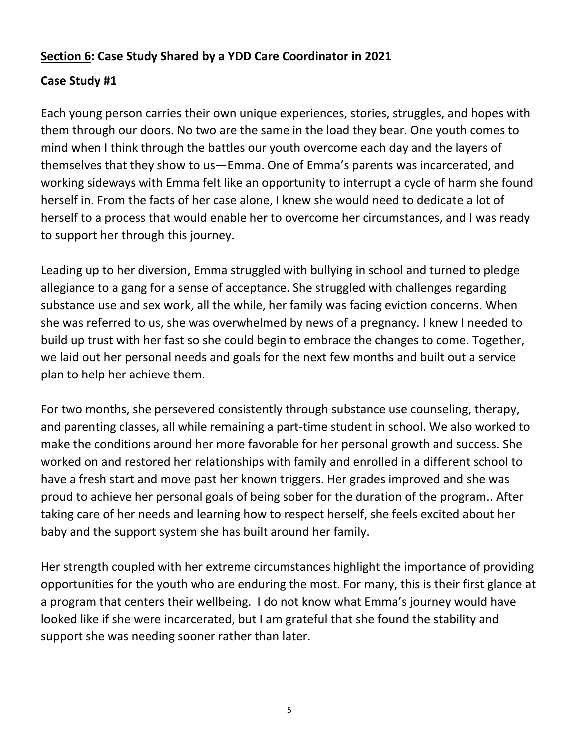**<u>Section 6</u>: Case Study Shared by a YDD Care Coordinator in 2021**

**Case Study #1**

Each young person carries their own unique experiences, stories, struggles, and hopes with them through our doors. No two are the same in the load they bear. One youth comes to mind when I think through the battles our youth overcome each day and the layers of themselves that they show to us—Emma. One of Emma's parents was incarcerated, and working sideways with Emma felt like an opportunity to interrupt a cycle of harm she found herself in. From the facts of her case alone, I knew she would need to dedicate a lot of herself to a process that would enable her to overcome her circumstances, and I was ready to support her through this journey.

Leading up to her diversion, Emma struggled with bullying in school and turned to pledge allegiance to a gang for a sense of acceptance. She struggled with challenges regarding substance use and sex work, all the while, her family was facing eviction concerns. When she was referred to us, she was overwhelmed by news of a pregnancy. I knew I needed to build up trust with her fast so she could begin to embrace the changes to come. Together, we laid out her personal needs and goals for the next few months and built out a service plan to help her achieve them.

For two months, she persevered consistently through substance use counseling, therapy, and parenting classes, all while remaining a part-time student in school. We also worked to make the conditions around her more favorable for her personal growth and success. She worked on and restored her relationships with family and enrolled in a different school to have a fresh start and move past her known triggers. Her grades improved and she was proud to achieve her personal goals of being sober for the duration of the program.. After taking care of her needs and learning how to respect herself, she feels excited about her baby and the support system she has built around her family.

Her strength coupled with her extreme circumstances highlight the importance of providing opportunities for the youth who are enduring the most. For many, this is their first glance at a program that centers their wellbeing.  I do not know what Emma's journey would have looked like if she were incarcerated, but I am grateful that she found the stability and support she was needing sooner rather than later.